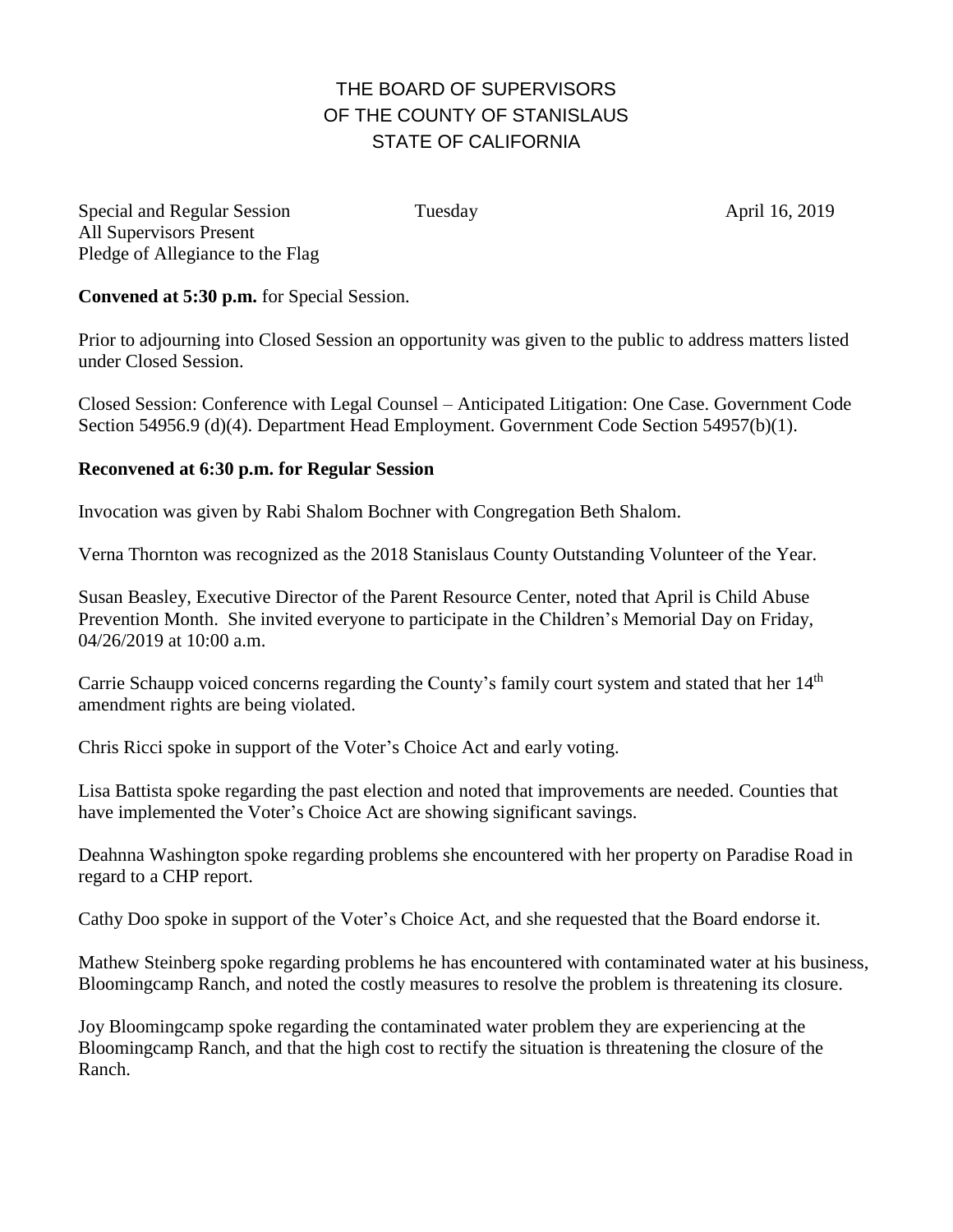# THE BOARD OF SUPERVISORS OF THE COUNTY OF STANISLAUS STATE OF CALIFORNIA

Special and Regular Session Tuesday April 16, 2019
All Supervisors Present
Pledge of Allegiance to the Flag

**Convened at 5:30 p.m.** for Special Session.

Prior to adjourning into Closed Session an opportunity was given to the public to address matters listed under Closed Session.

Closed Session: Conference with Legal Counsel – Anticipated Litigation: One Case. Government Code Section 54956.9 (d)(4). Department Head Employment. Government Code Section 54957(b)(1).

**Reconvened at 6:30 p.m. for Regular Session**

Invocation was given by Rabi Shalom Bochner with Congregation Beth Shalom.

Verna Thornton was recognized as the 2018 Stanislaus County Outstanding Volunteer of the Year.

Susan Beasley, Executive Director of the Parent Resource Center, noted that April is Child Abuse Prevention Month. She invited everyone to participate in the Children's Memorial Day on Friday, 04/26/2019 at 10:00 a.m.

Carrie Schaupp voiced concerns regarding the County's family court system and stated that her 14th amendment rights are being violated.

Chris Ricci spoke in support of the Voter's Choice Act and early voting.

Lisa Battista spoke regarding the past election and noted that improvements are needed. Counties that have implemented the Voter's Choice Act are showing significant savings.

Deahnna Washington spoke regarding problems she encountered with her property on Paradise Road in regard to a CHP report.

Cathy Doo spoke in support of the Voter's Choice Act, and she requested that the Board endorse it.

Mathew Steinberg spoke regarding problems he has encountered with contaminated water at his business, Bloomingcamp Ranch, and noted the costly measures to resolve the problem is threatening its closure.

Joy Bloomingcamp spoke regarding the contaminated water problem they are experiencing at the Bloomingcamp Ranch, and that the high cost to rectify the situation is threatening the closure of the Ranch.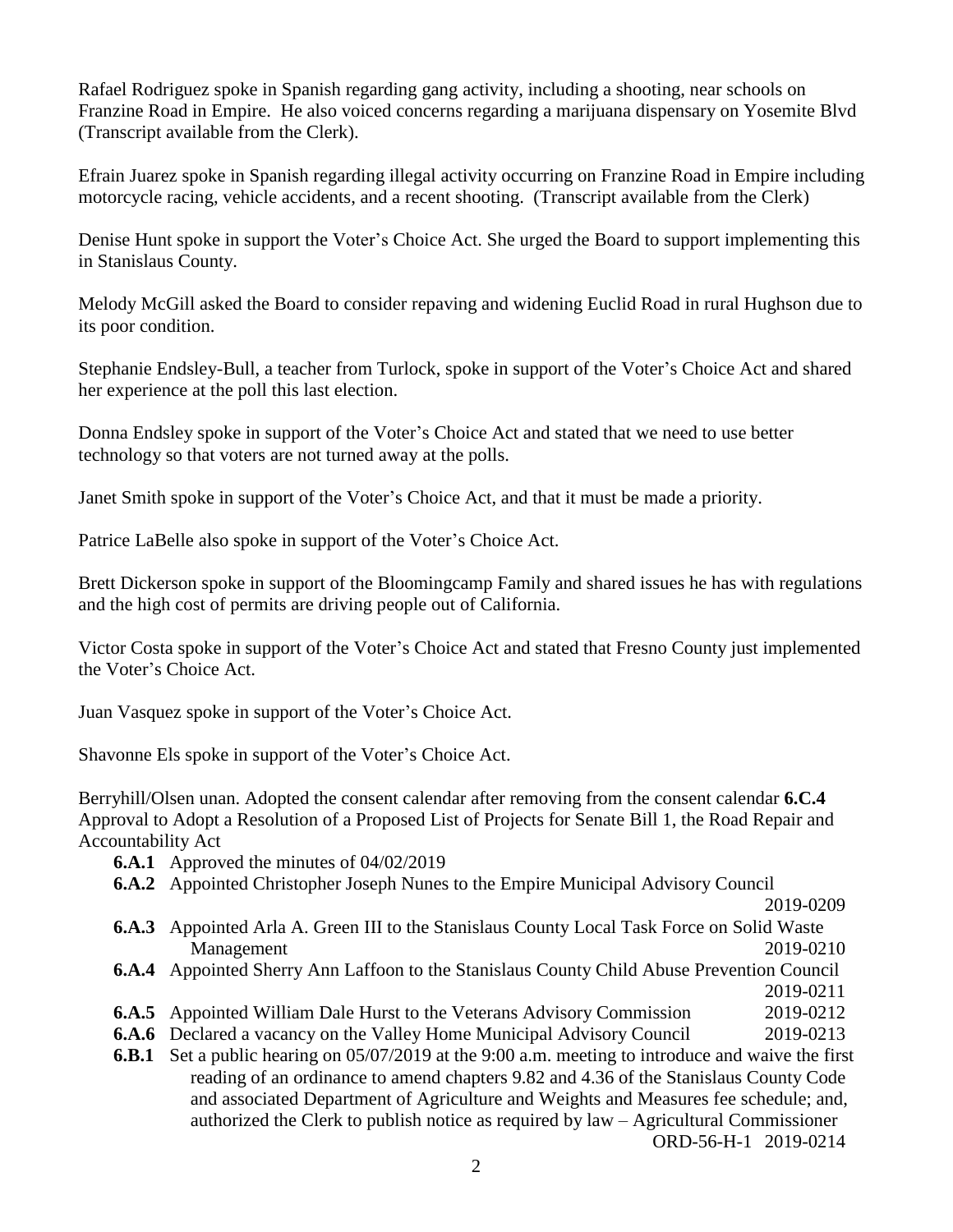Rafael Rodriguez spoke in Spanish regarding gang activity, including a shooting, near schools on Franzine Road in Empire. He also voiced concerns regarding a marijuana dispensary on Yosemite Blvd (Transcript available from the Clerk).

Efrain Juarez spoke in Spanish regarding illegal activity occurring on Franzine Road in Empire including motorcycle racing, vehicle accidents, and a recent shooting. (Transcript available from the Clerk)

Denise Hunt spoke in support the Voter's Choice Act. She urged the Board to support implementing this in Stanislaus County.

Melody McGill asked the Board to consider repaving and widening Euclid Road in rural Hughson due to its poor condition.

Stephanie Endsley-Bull, a teacher from Turlock, spoke in support of the Voter's Choice Act and shared her experience at the poll this last election.

Donna Endsley spoke in support of the Voter's Choice Act and stated that we need to use better technology so that voters are not turned away at the polls.

Janet Smith spoke in support of the Voter's Choice Act, and that it must be made a priority.

Patrice LaBelle also spoke in support of the Voter's Choice Act.

Brett Dickerson spoke in support of the Bloomingcamp Family and shared issues he has with regulations and the high cost of permits are driving people out of California.

Victor Costa spoke in support of the Voter's Choice Act and stated that Fresno County just implemented the Voter's Choice Act.

Juan Vasquez spoke in support of the Voter's Choice Act.

Shavonne Els spoke in support of the Voter's Choice Act.

Berryhill/Olsen unan. Adopted the consent calendar after removing from the consent calendar **6.C.4** Approval to Adopt a Resolution of a Proposed List of Projects for Senate Bill 1, the Road Repair and Accountability Act

- **6.A.1** Approved the minutes of 04/02/2019
- **6.A.2** Appointed Christopher Joseph Nunes to the Empire Municipal Advisory Council 2019-0209
- **6.A.3** Appointed Arla A. Green III to the Stanislaus County Local Task Force on Solid Waste Management 2019-0210
- **6.A.4** Appointed Sherry Ann Laffoon to the Stanislaus County Child Abuse Prevention Council 2019-0211
- **6.A.5** Appointed William Dale Hurst to the Veterans Advisory Commission 2019-0212
- **6.A.6** Declared a vacancy on the Valley Home Municipal Advisory Council 2019-0213
- **6.B.1** Set a public hearing on 05/07/2019 at the 9:00 a.m. meeting to introduce and waive the first reading of an ordinance to amend chapters 9.82 and 4.36 of the Stanislaus County Code and associated Department of Agriculture and Weights and Measures fee schedule; and, authorized the Clerk to publish notice as required by law – Agricultural Commissioner ORD-56-H-1 2019-0214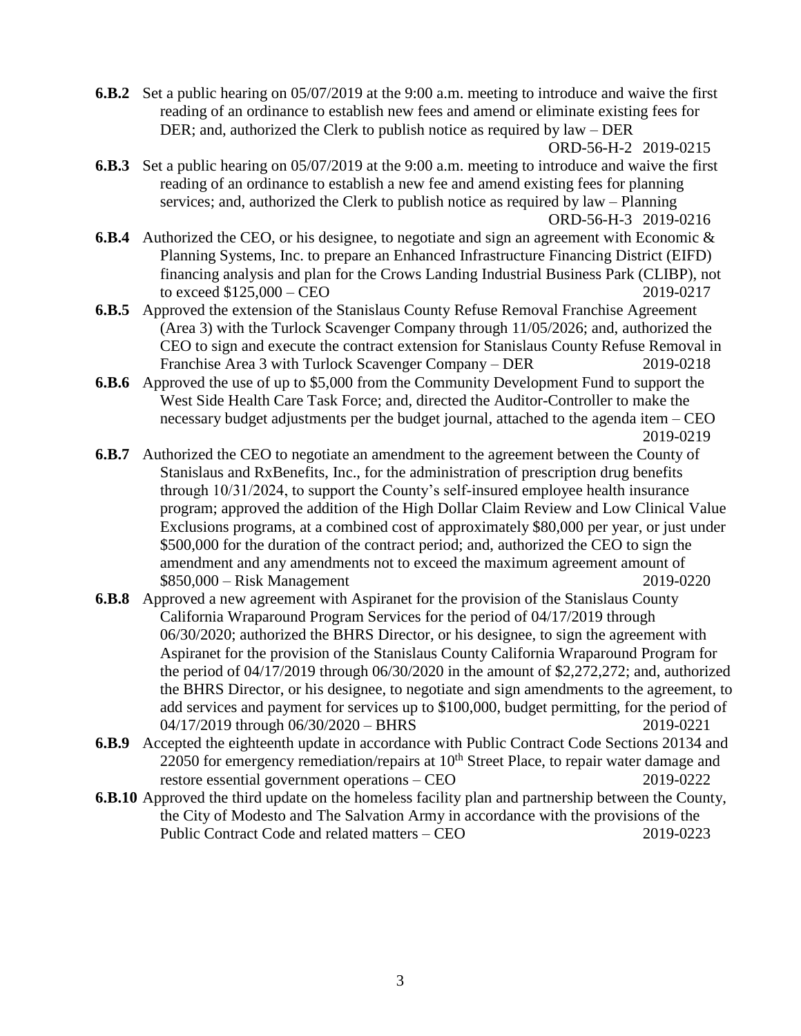**6.B.2** Set a public hearing on 05/07/2019 at the 9:00 a.m. meeting to introduce and waive the first reading of an ordinance to establish new fees and amend or eliminate existing fees for DER; and, authorized the Clerk to publish notice as required by law – DER ORD-56-H-2 2019-0215

**6.B.3** Set a public hearing on 05/07/2019 at the 9:00 a.m. meeting to introduce and waive the first reading of an ordinance to establish a new fee and amend existing fees for planning services; and, authorized the Clerk to publish notice as required by law – Planning ORD-56-H-3 2019-0216

**6.B.4** Authorized the CEO, or his designee, to negotiate and sign an agreement with Economic & Planning Systems, Inc. to prepare an Enhanced Infrastructure Financing District (EIFD) financing analysis and plan for the Crows Landing Industrial Business Park (CLIBP), not to exceed $125,000 – CEO 2019-0217

**6.B.5** Approved the extension of the Stanislaus County Refuse Removal Franchise Agreement (Area 3) with the Turlock Scavenger Company through 11/05/2026; and, authorized the CEO to sign and execute the contract extension for Stanislaus County Refuse Removal in Franchise Area 3 with Turlock Scavenger Company – DER 2019-0218

**6.B.6** Approved the use of up to $5,000 from the Community Development Fund to support the West Side Health Care Task Force; and, directed the Auditor-Controller to make the necessary budget adjustments per the budget journal, attached to the agenda item – CEO 2019-0219

**6.B.7** Authorized the CEO to negotiate an amendment to the agreement between the County of Stanislaus and RxBenefits, Inc., for the administration of prescription drug benefits through 10/31/2024, to support the County's self-insured employee health insurance program; approved the addition of the High Dollar Claim Review and Low Clinical Value Exclusions programs, at a combined cost of approximately $80,000 per year, or just under $500,000 for the duration of the contract period; and, authorized the CEO to sign the amendment and any amendments not to exceed the maximum agreement amount of $850,000 – Risk Management 2019-0220

**6.B.8** Approved a new agreement with Aspiranet for the provision of the Stanislaus County California Wraparound Program Services for the period of 04/17/2019 through 06/30/2020; authorized the BHRS Director, or his designee, to sign the agreement with Aspiranet for the provision of the Stanislaus County California Wraparound Program for the period of 04/17/2019 through 06/30/2020 in the amount of $2,272,272; and, authorized the BHRS Director, or his designee, to negotiate and sign amendments to the agreement, to add services and payment for services up to $100,000, budget permitting, for the period of 04/17/2019 through 06/30/2020 – BHRS 2019-0221

**6.B.9** Accepted the eighteenth update in accordance with Public Contract Code Sections 20134 and 22050 for emergency remediation/repairs at 10th Street Place, to repair water damage and restore essential government operations – CEO 2019-0222

**6.B.10** Approved the third update on the homeless facility plan and partnership between the County, the City of Modesto and The Salvation Army in accordance with the provisions of the Public Contract Code and related matters – CEO 2019-0223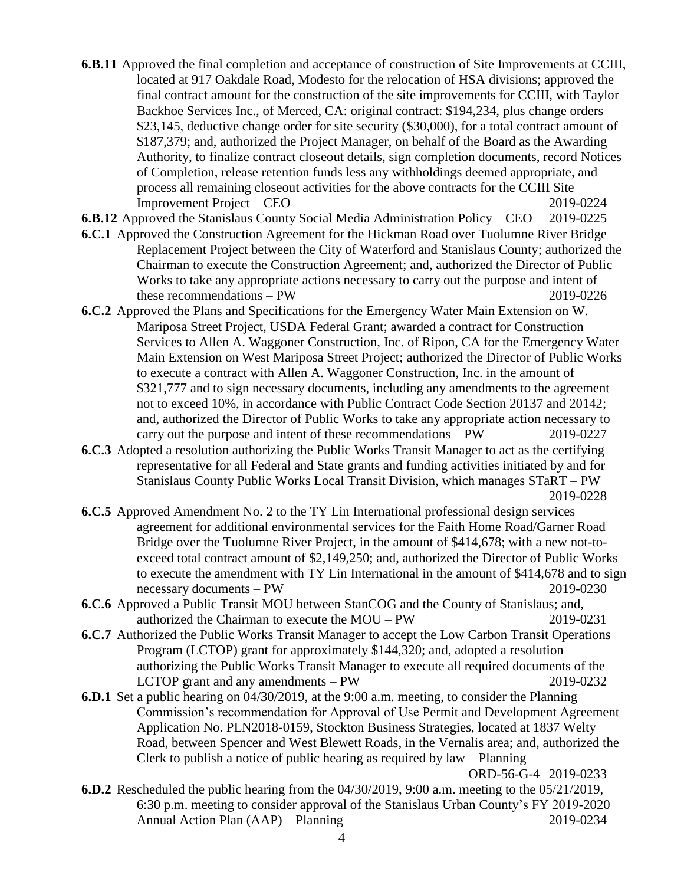**6.B.11** Approved the final completion and acceptance of construction of Site Improvements at CCIII, located at 917 Oakdale Road, Modesto for the relocation of HSA divisions; approved the final contract amount for the construction of the site improvements for CCIII, with Taylor Backhoe Services Inc., of Merced, CA: original contract: $194,234, plus change orders $23,145, deductive change order for site security ($30,000), for a total contract amount of $187,379; and, authorized the Project Manager, on behalf of the Board as the Awarding Authority, to finalize contract closeout details, sign completion documents, record Notices of Completion, release retention funds less any withholdings deemed appropriate, and process all remaining closeout activities for the above contracts for the CCIII Site Improvement Project – CEO 2019-0224

**6.B.12** Approved the Stanislaus County Social Media Administration Policy – CEO 2019-0225

**6.C.1** Approved the Construction Agreement for the Hickman Road over Tuolumne River Bridge Replacement Project between the City of Waterford and Stanislaus County; authorized the Chairman to execute the Construction Agreement; and, authorized the Director of Public Works to take any appropriate actions necessary to carry out the purpose and intent of these recommendations – PW 2019-0226

**6.C.2** Approved the Plans and Specifications for the Emergency Water Main Extension on W. Mariposa Street Project, USDA Federal Grant; awarded a contract for Construction Services to Allen A. Waggoner Construction, Inc. of Ripon, CA for the Emergency Water Main Extension on West Mariposa Street Project; authorized the Director of Public Works to execute a contract with Allen A. Waggoner Construction, Inc. in the amount of $321,777 and to sign necessary documents, including any amendments to the agreement not to exceed 10%, in accordance with Public Contract Code Section 20137 and 20142; and, authorized the Director of Public Works to take any appropriate action necessary to carry out the purpose and intent of these recommendations – PW 2019-0227

**6.C.3** Adopted a resolution authorizing the Public Works Transit Manager to act as the certifying representative for all Federal and State grants and funding activities initiated by and for Stanislaus County Public Works Local Transit Division, which manages StaRT – PW 2019-0228

**6.C.5** Approved Amendment No. 2 to the TY Lin International professional design services agreement for additional environmental services for the Faith Home Road/Garner Road Bridge over the Tuolumne River Project, in the amount of $414,678; with a new not-to-exceed total contract amount of $2,149,250; and, authorized the Director of Public Works to execute the amendment with TY Lin International in the amount of $414,678 and to sign necessary documents – PW 2019-0230

**6.C.6** Approved a Public Transit MOU between StanCOG and the County of Stanislaus; and, authorized the Chairman to execute the MOU – PW 2019-0231

**6.C.7** Authorized the Public Works Transit Manager to accept the Low Carbon Transit Operations Program (LCTOP) grant for approximately $144,320; and, adopted a resolution authorizing the Public Works Transit Manager to execute all required documents of the LCTOP grant and any amendments – PW 2019-0232

**6.D.1** Set a public hearing on 04/30/2019, at the 9:00 a.m. meeting, to consider the Planning Commission's recommendation for Approval of Use Permit and Development Agreement Application No. PLN2018-0159, Stockton Business Strategies, located at 1837 Welty Road, between Spencer and West Blewett Roads, in the Vernalis area; and, authorized the Clerk to publish a notice of public hearing as required by law – Planning ORD-56-G-4 2019-0233

**6.D.2** Rescheduled the public hearing from the 04/30/2019, 9:00 a.m. meeting to the 05/21/2019, 6:30 p.m. meeting to consider approval of the Stanislaus Urban County's FY 2019-2020 Annual Action Plan (AAP) – Planning 2019-0234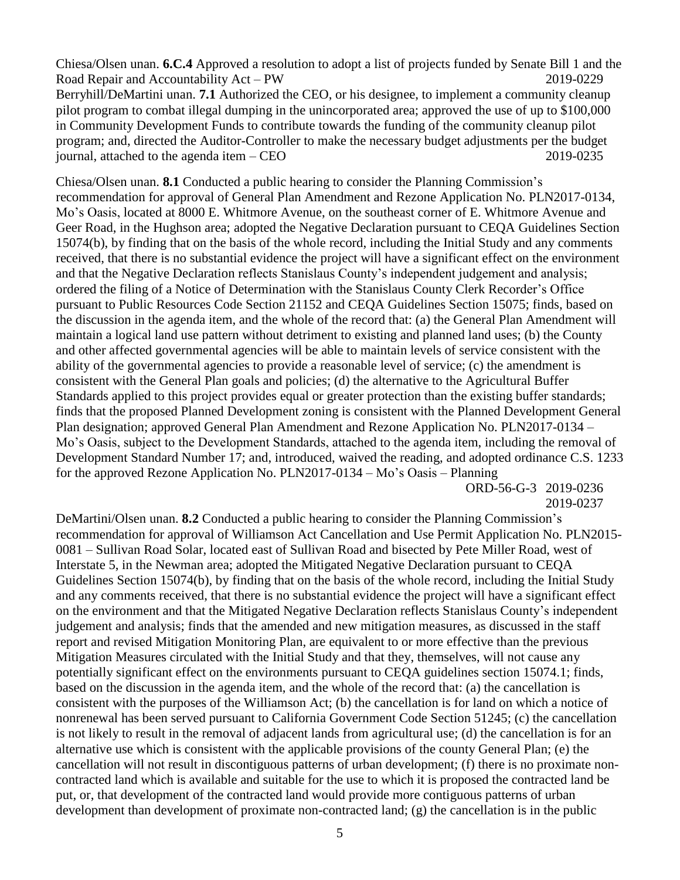Chiesa/Olsen unan. **6.C.4** Approved a resolution to adopt a list of projects funded by Senate Bill 1 and the Road Repair and Accountability Act – PW 2019-0229

Berryhill/DeMartini unan. **7.1** Authorized the CEO, or his designee, to implement a community cleanup pilot program to combat illegal dumping in the unincorporated area; approved the use of up to $100,000 in Community Development Funds to contribute towards the funding of the community cleanup pilot program; and, directed the Auditor-Controller to make the necessary budget adjustments per the budget journal, attached to the agenda item – CEO 2019-0235

Chiesa/Olsen unan. **8.1** Conducted a public hearing to consider the Planning Commission's recommendation for approval of General Plan Amendment and Rezone Application No. PLN2017-0134, Mo's Oasis, located at 8000 E. Whitmore Avenue, on the southeast corner of E. Whitmore Avenue and Geer Road, in the Hughson area; adopted the Negative Declaration pursuant to CEQA Guidelines Section 15074(b), by finding that on the basis of the whole record, including the Initial Study and any comments received, that there is no substantial evidence the project will have a significant effect on the environment and that the Negative Declaration reflects Stanislaus County's independent judgement and analysis; ordered the filing of a Notice of Determination with the Stanislaus County Clerk Recorder's Office pursuant to Public Resources Code Section 21152 and CEQA Guidelines Section 15075; finds, based on the discussion in the agenda item, and the whole of the record that: (a) the General Plan Amendment will maintain a logical land use pattern without detriment to existing and planned land uses; (b) the County and other affected governmental agencies will be able to maintain levels of service consistent with the ability of the governmental agencies to provide a reasonable level of service; (c) the amendment is consistent with the General Plan goals and policies; (d) the alternative to the Agricultural Buffer Standards applied to this project provides equal or greater protection than the existing buffer standards; finds that the proposed Planned Development zoning is consistent with the Planned Development General Plan designation; approved General Plan Amendment and Rezone Application No. PLN2017-0134 – Mo's Oasis, subject to the Development Standards, attached to the agenda item, including the removal of Development Standard Number 17; and, introduced, waived the reading, and adopted ordinance C.S. 1233 for the approved Rezone Application No. PLN2017-0134 – Mo's Oasis – Planning

ORD-56-G-3 2019-0236
2019-0237

DeMartini/Olsen unan. **8.2** Conducted a public hearing to consider the Planning Commission's recommendation for approval of Williamson Act Cancellation and Use Permit Application No. PLN2015-0081 – Sullivan Road Solar, located east of Sullivan Road and bisected by Pete Miller Road, west of Interstate 5, in the Newman area; adopted the Mitigated Negative Declaration pursuant to CEQA Guidelines Section 15074(b), by finding that on the basis of the whole record, including the Initial Study and any comments received, that there is no substantial evidence the project will have a significant effect on the environment and that the Mitigated Negative Declaration reflects Stanislaus County's independent judgement and analysis; finds that the amended and new mitigation measures, as discussed in the staff report and revised Mitigation Monitoring Plan, are equivalent to or more effective than the previous Mitigation Measures circulated with the Initial Study and that they, themselves, will not cause any potentially significant effect on the environments pursuant to CEQA guidelines section 15074.1; finds, based on the discussion in the agenda item, and the whole of the record that: (a) the cancellation is consistent with the purposes of the Williamson Act; (b) the cancellation is for land on which a notice of nonrenewal has been served pursuant to California Government Code Section 51245; (c) the cancellation is not likely to result in the removal of adjacent lands from agricultural use; (d) the cancellation is for an alternative use which is consistent with the applicable provisions of the county General Plan; (e) the cancellation will not result in discontiguous patterns of urban development; (f) there is no proximate non-contracted land which is available and suitable for the use to which it is proposed the contracted land be put, or, that development of the contracted land would provide more contiguous patterns of urban development than development of proximate non-contracted land; (g) the cancellation is in the public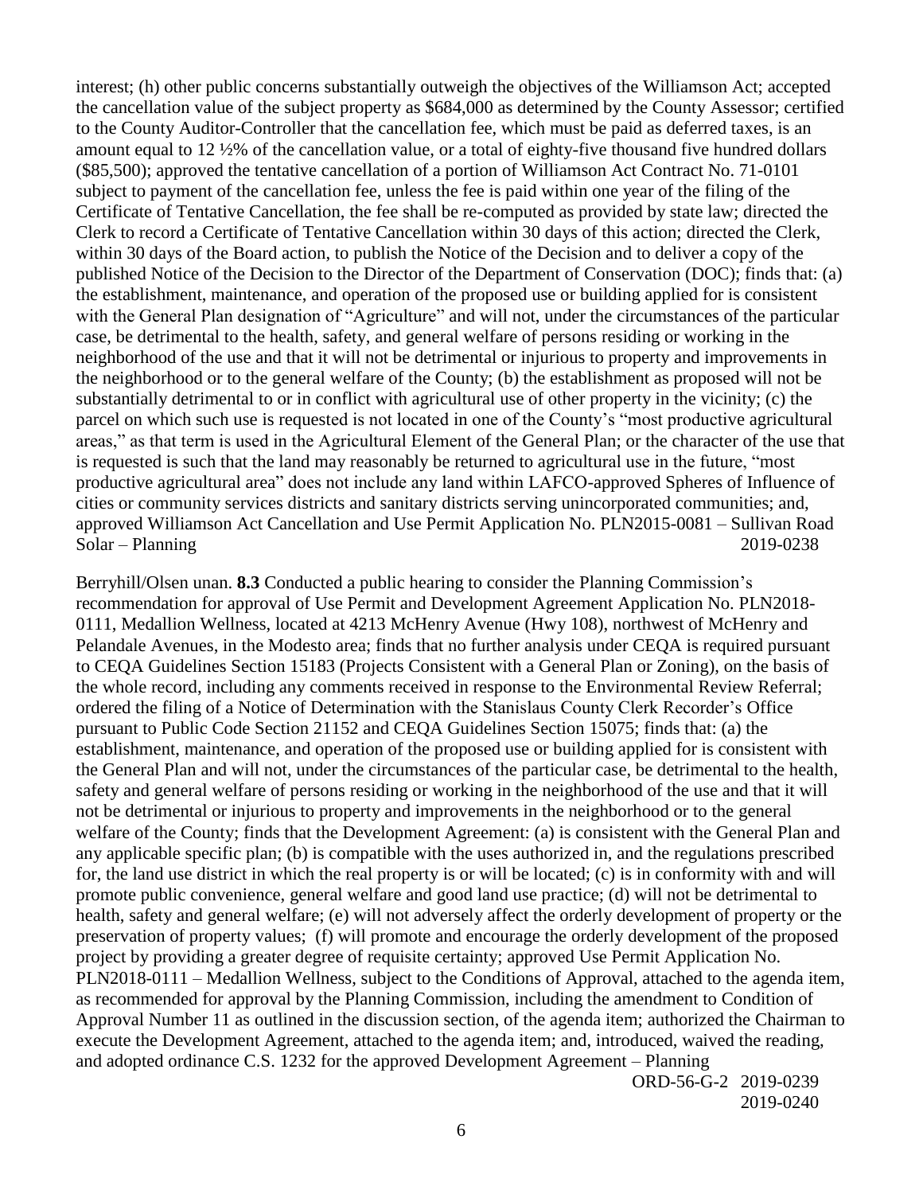interest; (h) other public concerns substantially outweigh the objectives of the Williamson Act; accepted the cancellation value of the subject property as $684,000 as determined by the County Assessor; certified to the County Auditor-Controller that the cancellation fee, which must be paid as deferred taxes, is an amount equal to 12 ½% of the cancellation value, or a total of eighty-five thousand five hundred dollars ($85,500); approved the tentative cancellation of a portion of Williamson Act Contract No. 71-0101 subject to payment of the cancellation fee, unless the fee is paid within one year of the filing of the Certificate of Tentative Cancellation, the fee shall be re-computed as provided by state law; directed the Clerk to record a Certificate of Tentative Cancellation within 30 days of this action; directed the Clerk, within 30 days of the Board action, to publish the Notice of the Decision and to deliver a copy of the published Notice of the Decision to the Director of the Department of Conservation (DOC); finds that: (a) the establishment, maintenance, and operation of the proposed use or building applied for is consistent with the General Plan designation of "Agriculture" and will not, under the circumstances of the particular case, be detrimental to the health, safety, and general welfare of persons residing or working in the neighborhood of the use and that it will not be detrimental or injurious to property and improvements in the neighborhood or to the general welfare of the County; (b) the establishment as proposed will not be substantially detrimental to or in conflict with agricultural use of other property in the vicinity; (c) the parcel on which such use is requested is not located in one of the County's "most productive agricultural areas," as that term is used in the Agricultural Element of the General Plan; or the character of the use that is requested is such that the land may reasonably be returned to agricultural use in the future, "most productive agricultural area" does not include any land within LAFCO-approved Spheres of Influence of cities or community services districts and sanitary districts serving unincorporated communities; and, approved Williamson Act Cancellation and Use Permit Application No. PLN2015-0081 – Sullivan Road Solar – Planning 2019-0238

Berryhill/Olsen unan. **8.3** Conducted a public hearing to consider the Planning Commission's recommendation for approval of Use Permit and Development Agreement Application No. PLN2018-0111, Medallion Wellness, located at 4213 McHenry Avenue (Hwy 108), northwest of McHenry and Pelandale Avenues, in the Modesto area; finds that no further analysis under CEQA is required pursuant to CEQA Guidelines Section 15183 (Projects Consistent with a General Plan or Zoning), on the basis of the whole record, including any comments received in response to the Environmental Review Referral; ordered the filing of a Notice of Determination with the Stanislaus County Clerk Recorder's Office pursuant to Public Code Section 21152 and CEQA Guidelines Section 15075; finds that: (a) the establishment, maintenance, and operation of the proposed use or building applied for is consistent with the General Plan and will not, under the circumstances of the particular case, be detrimental to the health, safety and general welfare of persons residing or working in the neighborhood of the use and that it will not be detrimental or injurious to property and improvements in the neighborhood or to the general welfare of the County; finds that the Development Agreement: (a) is consistent with the General Plan and any applicable specific plan; (b) is compatible with the uses authorized in, and the regulations prescribed for, the land use district in which the real property is or will be located; (c) is in conformity with and will promote public convenience, general welfare and good land use practice; (d) will not be detrimental to health, safety and general welfare; (e) will not adversely affect the orderly development of property or the preservation of property values; (f) will promote and encourage the orderly development of the proposed project by providing a greater degree of requisite certainty; approved Use Permit Application No. PLN2018-0111 – Medallion Wellness, subject to the Conditions of Approval, attached to the agenda item, as recommended for approval by the Planning Commission, including the amendment to Condition of Approval Number 11 as outlined in the discussion section, of the agenda item; authorized the Chairman to execute the Development Agreement, attached to the agenda item; and, introduced, waived the reading, and adopted ordinance C.S. 1232 for the approved Development Agreement – Planning

ORD-56-G-2 2019-0239
2019-0240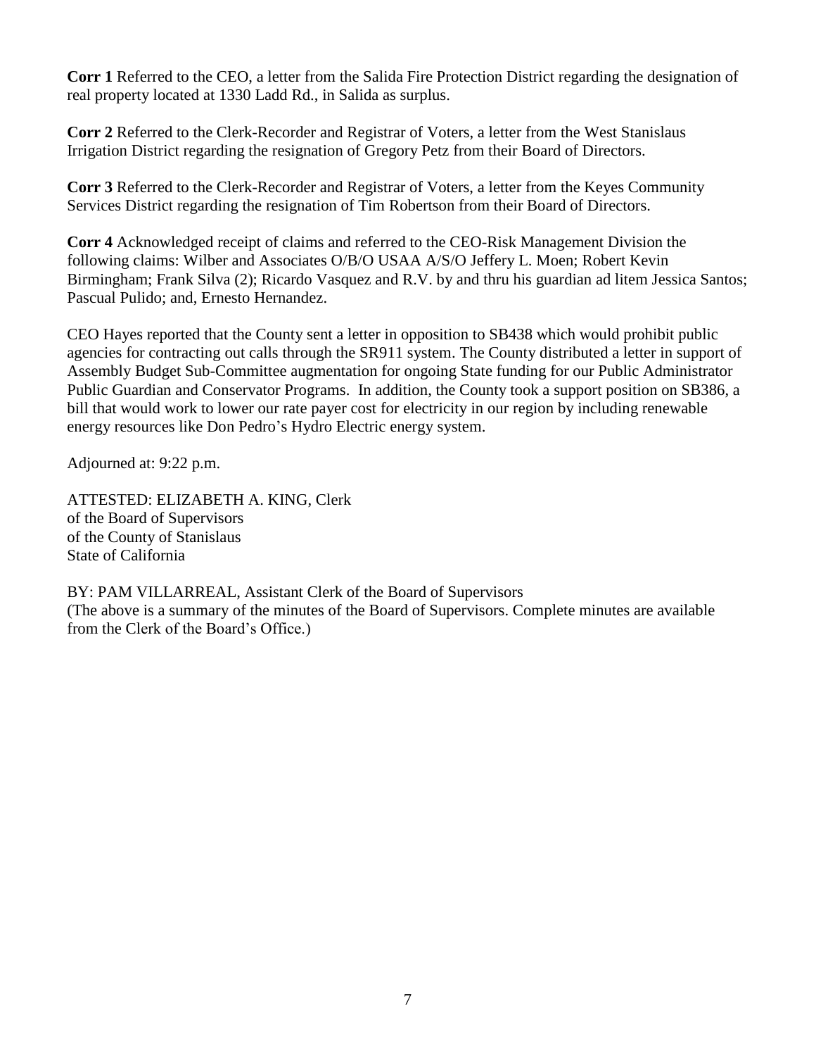**Corr 1** Referred to the CEO, a letter from the Salida Fire Protection District regarding the designation of real property located at 1330 Ladd Rd., in Salida as surplus.

**Corr 2** Referred to the Clerk-Recorder and Registrar of Voters, a letter from the West Stanislaus Irrigation District regarding the resignation of Gregory Petz from their Board of Directors.

**Corr 3** Referred to the Clerk-Recorder and Registrar of Voters, a letter from the Keyes Community Services District regarding the resignation of Tim Robertson from their Board of Directors.

**Corr 4** Acknowledged receipt of claims and referred to the CEO-Risk Management Division the following claims: Wilber and Associates O/B/O USAA A/S/O Jeffery L. Moen; Robert Kevin Birmingham; Frank Silva (2); Ricardo Vasquez and R.V. by and thru his guardian ad litem Jessica Santos; Pascual Pulido; and, Ernesto Hernandez.

CEO Hayes reported that the County sent a letter in opposition to SB438 which would prohibit public agencies for contracting out calls through the SR911 system. The County distributed a letter in support of Assembly Budget Sub-Committee augmentation for ongoing State funding for our Public Administrator Public Guardian and Conservator Programs. In addition, the County took a support position on SB386, a bill that would work to lower our rate payer cost for electricity in our region by including renewable energy resources like Don Pedro's Hydro Electric energy system.

Adjourned at: 9:22 p.m.

ATTESTED: ELIZABETH A. KING, Clerk
of the Board of Supervisors
of the County of Stanislaus
State of California

BY: PAM VILLARREAL, Assistant Clerk of the Board of Supervisors
(The above is a summary of the minutes of the Board of Supervisors. Complete minutes are available from the Clerk of the Board's Office.)